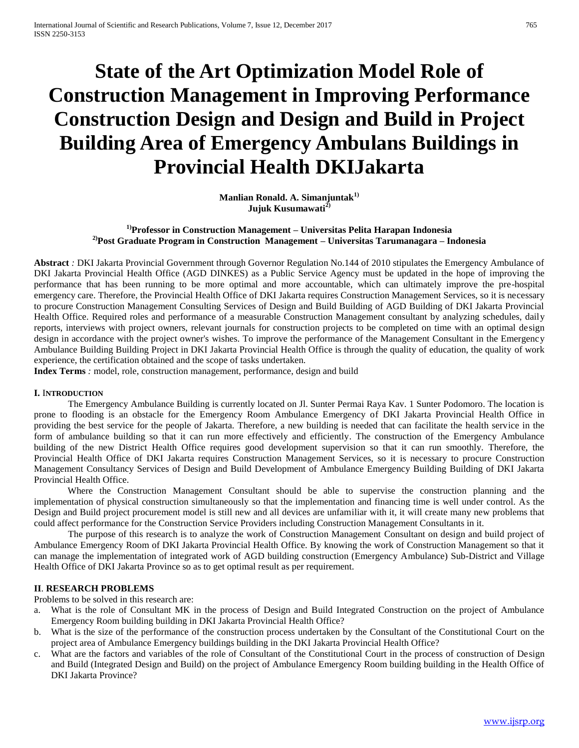# State of the Art Optimization Model Role of Construction Management in Improving Performance Construction Design and Design and Build in Project Building Area of Emergency Ambulans Buildings in Provincial Health DKIJakarta

**Manlian Ronald. A. Simanjuntak[1)]**
**Jujuk Kusumawati[2)]**

**[1)]Professor in Construction Management – Universitas Pelita Harapan Indonesia**
**[2)]Post Graduate Program in Construction Management – Universitas Tarumanagara – Indonesia**

**Abstract** *:* DKI Jakarta Provincial Government through Governor Regulation No.144 of 2010 stipulates the Emergency Ambulance of DKI Jakarta Provincial Health Office (AGD DINKES) as a Public Service Agency must be updated in the hope of improving the performance that has been running to be more optimal and more accountable, which can ultimately improve the pre-hospital emergency care. Therefore, the Provincial Health Office of DKI Jakarta requires Construction Management Services, so it is necessary to procure Construction Management Consulting Services of Design and Build Building of AGD Building of DKI Jakarta Provincial Health Office. Required roles and performance of a measurable Construction Management consultant by analyzing schedules, daily reports, interviews with project owners, relevant journals for construction projects to be completed on time with an optimal design design in accordance with the project owner's wishes. To improve the performance of the Management Consultant in the Emergency Ambulance Building Building Project in DKI Jakarta Provincial Health Office is through the quality of education, the quality of work experience, the certification obtained and the scope of tasks undertaken.

**Index Terms** *:* model, role, construction management, performance, design and build

## I. INTRODUCTION

The Emergency Ambulance Building is currently located on Jl. Sunter Permai Raya Kav. 1 Sunter Podomoro. The location is prone to flooding is an obstacle for the Emergency Room Ambulance Emergency of DKI Jakarta Provincial Health Office in providing the best service for the people of Jakarta. Therefore, a new building is needed that can facilitate the health service in the form of ambulance building so that it can run more effectively and efficiently. The construction of the Emergency Ambulance building of the new District Health Office requires good development supervision so that it can run smoothly. Therefore, the Provincial Health Office of DKI Jakarta requires Construction Management Services, so it is necessary to procure Construction Management Consultancy Services of Design and Build Development of Ambulance Emergency Building Building of DKI Jakarta Provincial Health Office.

Where the Construction Management Consultant should be able to supervise the construction planning and the implementation of physical construction simultaneously so that the implementation and financing time is well under control. As the Design and Build project procurement model is still new and all devices are unfamiliar with it, it will create many new problems that could affect performance for the Construction Service Providers including Construction Management Consultants in it.

The purpose of this research is to analyze the work of Construction Management Consultant on design and build project of Ambulance Emergency Room of DKI Jakarta Provincial Health Office. By knowing the work of Construction Management so that it can manage the implementation of integrated work of AGD building construction (Emergency Ambulance) Sub-District and Village Health Office of DKI Jakarta Province so as to get optimal result as per requirement.

## II. RESEARCH PROBLEMS

Problems to be solved in this research are:

a. What is the role of Consultant MK in the process of Design and Build Integrated Construction on the project of Ambulance Emergency Room building building in DKI Jakarta Provincial Health Office?
b. What is the size of the performance of the construction process undertaken by the Consultant of the Constitutional Court on the project area of Ambulance Emergency buildings building in the DKI Jakarta Provincial Health Office?
c. What are the factors and variables of the role of Consultant of the Constitutional Court in the process of construction of Design and Build (Integrated Design and Build) on the project of Ambulance Emergency Room building building in the Health Office of DKI Jakarta Province?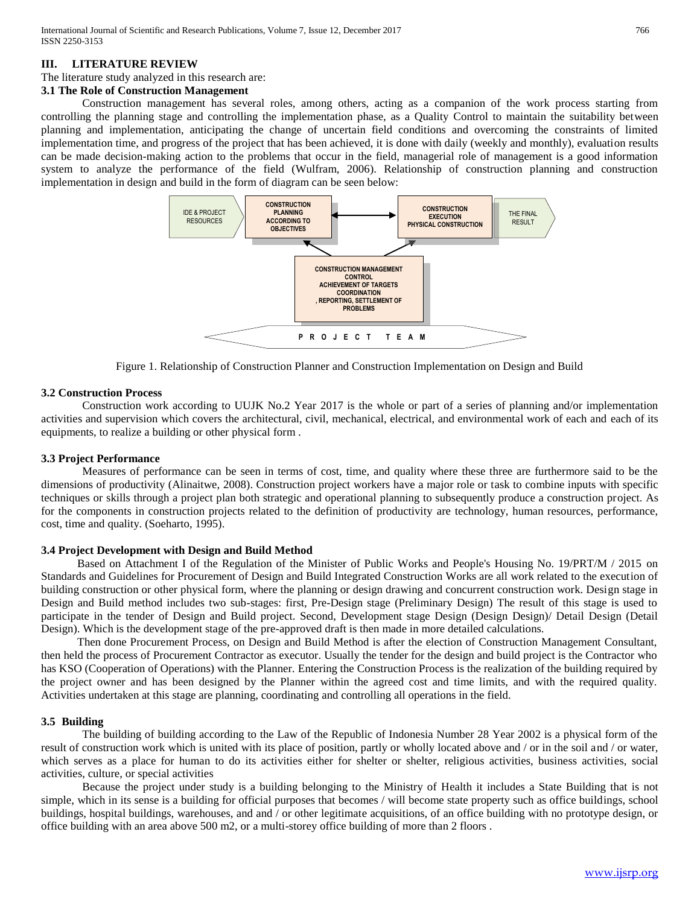## III. LITERATURE REVIEW

The literature study analyzed in this research are:

### 3.1 The Role of Construction Management

Construction management has several roles, among others, acting as a companion of the work process starting from controlling the planning stage and controlling the implementation phase, as a Quality Control to maintain the suitability between planning and implementation, anticipating the change of uncertain field conditions and overcoming the constraints of limited implementation time, and progress of the project that has been achieved, it is done with daily (weekly and monthly), evaluation results can be made decision-making action to the problems that occur in the field, managerial role of management is a good information system to analyze the performance of the field (Wulfram, 2006). Relationship of construction planning and construction implementation in design and build in the form of diagram can be seen below:

IDE & PROJECT RESOURCES

CONSTRUCTION PLANNING ACCORDING TO OBJECTIVES

CONSTRUCTION EXECUTION PHYSICAL CONSTRUCTION

THE FINAL RESULT

CONSTRUCTION MANAGEMENT CONTROL ACHIEVEMENT OF TARGETS COORDINATION , REPORTING, SETTLEMENT OF PROBLEMS

PROJECT TEAM

Figure 1. Relationship of Construction Planner and Construction Implementation on Design and Build

### 3.2 Construction Process

Construction work according to UUJK No.2 Year 2017 is the whole or part of a series of planning and/or implementation activities and supervision which covers the architectural, civil, mechanical, electrical, and environmental work of each and each of its equipments, to realize a building or other physical form .

### 3.3 Project Performance

Measures of performance can be seen in terms of cost, time, and quality where these three are furthermore said to be the dimensions of productivity (Alinaitwe, 2008). Construction project workers have a major role or task to combine inputs with specific techniques or skills through a project plan both strategic and operational planning to subsequently produce a construction project. As for the components in construction projects related to the definition of productivity are technology, human resources, performance, cost, time and quality. (Soeharto, 1995).

### 3.4 Project Development with Design and Build Method

Based on Attachment I of the Regulation of the Minister of Public Works and People's Housing No. 19/PRT/M / 2015 on Standards and Guidelines for Procurement of Design and Build Integrated Construction Works are all work related to the execution of building construction or other physical form, where the planning or design drawing and concurrent construction work. Design stage in Design and Build method includes two sub-stages: first, Pre-Design stage (Preliminary Design) The result of this stage is used to participate in the tender of Design and Build project. Second, Development stage Design (Design Design)/ Detail Design (Detail Design). Which is the development stage of the pre-approved draft is then made in more detailed calculations.

Then done Procurement Process, on Design and Build Method is after the election of Construction Management Consultant, then held the process of Procurement Contractor as executor. Usually the tender for the design and build project is the Contractor who has KSO (Cooperation of Operations) with the Planner. Entering the Construction Process is the realization of the building required by the project owner and has been designed by the Planner within the agreed cost and time limits, and with the required quality. Activities undertaken at this stage are planning, coordinating and controlling all operations in the field.

### 3.5 Building

The building of building according to the Law of the Republic of Indonesia Number 28 Year 2002 is a physical form of the result of construction work which is united with its place of position, partly or wholly located above and / or in the soil and / or water, which serves as a place for human to do its activities either for shelter or shelter, religious activities, business activities, social activities, culture, or special activities

Because the project under study is a building belonging to the Ministry of Health it includes a State Building that is not simple, which in its sense is a building for official purposes that becomes / will become state property such as office buildings, school buildings, hospital buildings, warehouses, and and / or other legitimate acquisitions, of an office building with no prototype design, or office building with an area above 500 m2, or a multi-storey office building of more than 2 floors .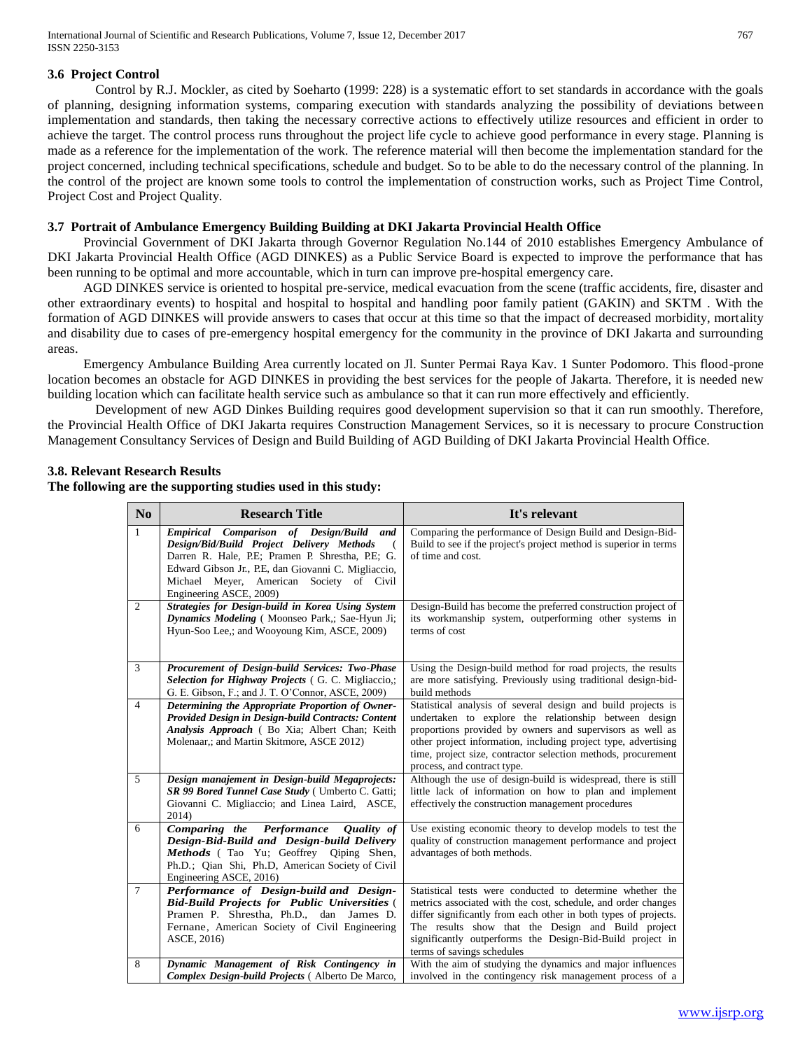### 3.6 Project Control

Control by R.J. Mockler, as cited by Soeharto (1999: 228) is a systematic effort to set standards in accordance with the goals of planning, designing information systems, comparing execution with standards analyzing the possibility of deviations between implementation and standards, then taking the necessary corrective actions to effectively utilize resources and efficient in order to achieve the target. The control process runs throughout the project life cycle to achieve good performance in every stage. Planning is made as a reference for the implementation of the work. The reference material will then become the implementation standard for the project concerned, including technical specifications, schedule and budget. So to be able to do the necessary control of the planning. In the control of the project are known some tools to control the implementation of construction works, such as Project Time Control, Project Cost and Project Quality.

### 3.7 Portrait of Ambulance Emergency Building Building at DKI Jakarta Provincial Health Office

Provincial Government of DKI Jakarta through Governor Regulation No.144 of 2010 establishes Emergency Ambulance of DKI Jakarta Provincial Health Office (AGD DINKES) as a Public Service Board is expected to improve the performance that has been running to be optimal and more accountable, which in turn can improve pre-hospital emergency care.

AGD DINKES service is oriented to hospital pre-service, medical evacuation from the scene (traffic accidents, fire, disaster and other extraordinary events) to hospital and hospital to hospital and handling poor family patient (GAKIN) and SKTM . With the formation of AGD DINKES will provide answers to cases that occur at this time so that the impact of decreased morbidity, mortality and disability due to cases of pre-emergency hospital emergency for the community in the province of DKI Jakarta and surrounding areas.

Emergency Ambulance Building Area currently located on Jl. Sunter Permai Raya Kav. 1 Sunter Podomoro. This flood-prone location becomes an obstacle for AGD DINKES in providing the best services for the people of Jakarta. Therefore, it is needed new building location which can facilitate health service such as ambulance so that it can run more effectively and efficiently.

Development of new AGD Dinkes Building requires good development supervision so that it can run smoothly. Therefore, the Provincial Health Office of DKI Jakarta requires Construction Management Services, so it is necessary to procure Construction Management Consultancy Services of Design and Build Building of AGD Building of DKI Jakarta Provincial Health Office.

### 3.8. Relevant Research Results

**The following are the supporting studies used in this study:**

| No | Research Title | It's relevant |
|---|---|---|
| 1 | ***Empirical Comparison of Design/Build and Design/Bid/Build Project Delivery Methods*** ( Darren R. Hale, P.E; Pramen P. Shrestha, P.E; G. Edward Gibson Jr., P.E, dan Giovanni C. Migliaccio, Michael Meyer, American Society of Civil Engineering ASCE, 2009) | Comparing the performance of Design Build and Design-Bid-Build to see if the project's project method is superior in terms of time and cost. |
| 2 | ***Strategies for Design-build in Korea Using System Dynamics Modeling*** ( Moonseo Park,; Sae-Hyun Ji; Hyun-Soo Lee,; and Wooyoung Kim, ASCE, 2009) | Design-Build has become the preferred construction project of its workmanship system, outperforming other systems in terms of cost |
| 3 | ***Procurement of Design-build Services: Two-Phase Selection for Highway Projects*** ( G. C. Migliaccio,; G. E. Gibson, F.; and J. T. O'Connor, ASCE, 2009) | Using the Design-build method for road projects, the results are more satisfying. Previously using traditional design-bid-build methods |
| 4 | ***Determining the Appropriate Proportion of Owner-Provided Design in Design-build Contracts: Content Analysis Approach*** ( Bo Xia; Albert Chan; Keith Molenaar,; and Martin Skitmore, ASCE 2012) | Statistical analysis of several design and build projects is undertaken to explore the relationship between design proportions provided by owners and supervisors as well as other project information, including project type, advertising time, project size, contractor selection methods, procurement process, and contract type. |
| 5 | ***Design manajement in Design-build Megaprojects: SR 99 Bored Tunnel Case Study*** ( Umberto C. Gatti; Giovanni C. Migliaccio; and Linea Laird, ASCE, 2014) | Although the use of design-build is widespread, there is still little lack of information on how to plan and implement effectively the construction management procedures |
| 6 | ***Comparing the Performance Quality of Design-Bid-Build and Design-build Delivery Methods*** ( Tao Yu; Geoffrey Qiping Shen, Ph.D.; Qian Shi, Ph.D, American Society of Civil Engineering ASCE, 2016) | Use existing economic theory to develop models to test the quality of construction management performance and project advantages of both methods. |
| 7 | ***Performance of Design-build and Design-Bid-Build Projects for Public Universities*** ( Pramen P. Shrestha, Ph.D., dan James D. Fernane, American Society of Civil Engineering ASCE, 2016) | Statistical tests were conducted to determine whether the metrics associated with the cost, schedule, and order changes differ significantly from each other in both types of projects. The results show that the Design and Build project significantly outperforms the Design-Bid-Build project in terms of savings schedules |
| 8 | ***Dynamic Management of Risk Contingency in Complex Design-build Projects*** ( Alberto De Marco, | With the aim of studying the dynamics and major influences involved in the contingency risk management process of a |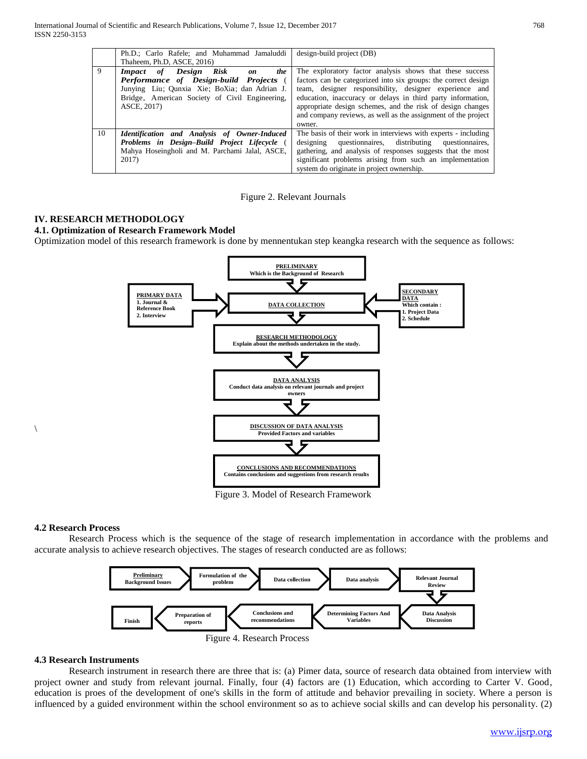| | | |
|---|---|---|
| | Ph.D.; Carlo Rafele; and Muhammad Jamaluddi Thaheem, Ph.D, ASCE, 2016) | design-build project (DB) |
| 9 | ***Impact of Design Risk on the Performance of Design-build Projects*** ( Junying Liu; Qunxia Xie; BoXia; dan Adrian J. Bridge, American Society of Civil Engineering, ASCE, 2017) | The exploratory factor analysis shows that these success factors can be categorized into six groups: the correct design team, designer responsibility, designer experience and education, inaccuracy or delays in third party information, appropriate design schemes, and the risk of design changes and company reviews, as well as the assignment of the project owner. |
| 10 | ***Identification and Analysis of Owner-Induced Problems in Design–Build Project Lifecycle*** ( Mahya Hoseingholi and M. Parchami Jalal, ASCE, 2017) | The basis of their work in interviews with experts - including designing questionnaires, distributing questionnaires, gathering, and analysis of responses suggests that the most significant problems arising from such an implementation system do originate in project ownership. |

Figure 2. Relevant Journals

## IV. RESEARCH METHODOLOGY

### 4.1. Optimization of Research Framework Model

Optimization model of this research framework is done by mennentukan step keangka research with the sequence as follows:

**PRELIMINARY** – Which is the Background of Research

**PRIMARY DATA** – 1. Journal & Reference Book; 2. Interview

**DATA COLLECTION**

**SECONDARY DATA** – Which contain : 1. Project Data; 2. Schedule

**RESEARCH METHODOLOGY** – Explain about the methods undertaken in the study.

**DATA ANALYSIS** – Conduct data analysis on relevant journals and project owners

**DISCUSSION OF DATA ANALYSIS** – Provided Factors and variables

**CONCLUSIONS AND RECOMMENDATIONS** – Contains conclusions and suggestions from research results

Figure 3. Model of Research Framework

### 4.2 Research Process

Research Process which is the sequence of the stage of research implementation in accordance with the problems and accurate analysis to achieve research objectives. The stages of research conducted are as follows:

Preliminary Background Issues → Formulation of the problem → Data collection → Data analysis → Relevant Journal Review → Data Analysis Discussion → Determining Factors And Variables → Conclusions and recommendations → Preparation of reports → Finish

Figure 4. Research Process

### 4.3 Research Instruments

Research instrument in research there are three that is: (a) Pimer data, source of research data obtained from interview with project owner and study from relevant journal. Finally, four (4) factors are (1) Education, which according to Carter V. Good, education is proes of the development of one's skills in the form of attitude and behavior prevailing in society. Where a person is influenced by a guided environment within the school environment so as to achieve social skills and can develop his personality. (2)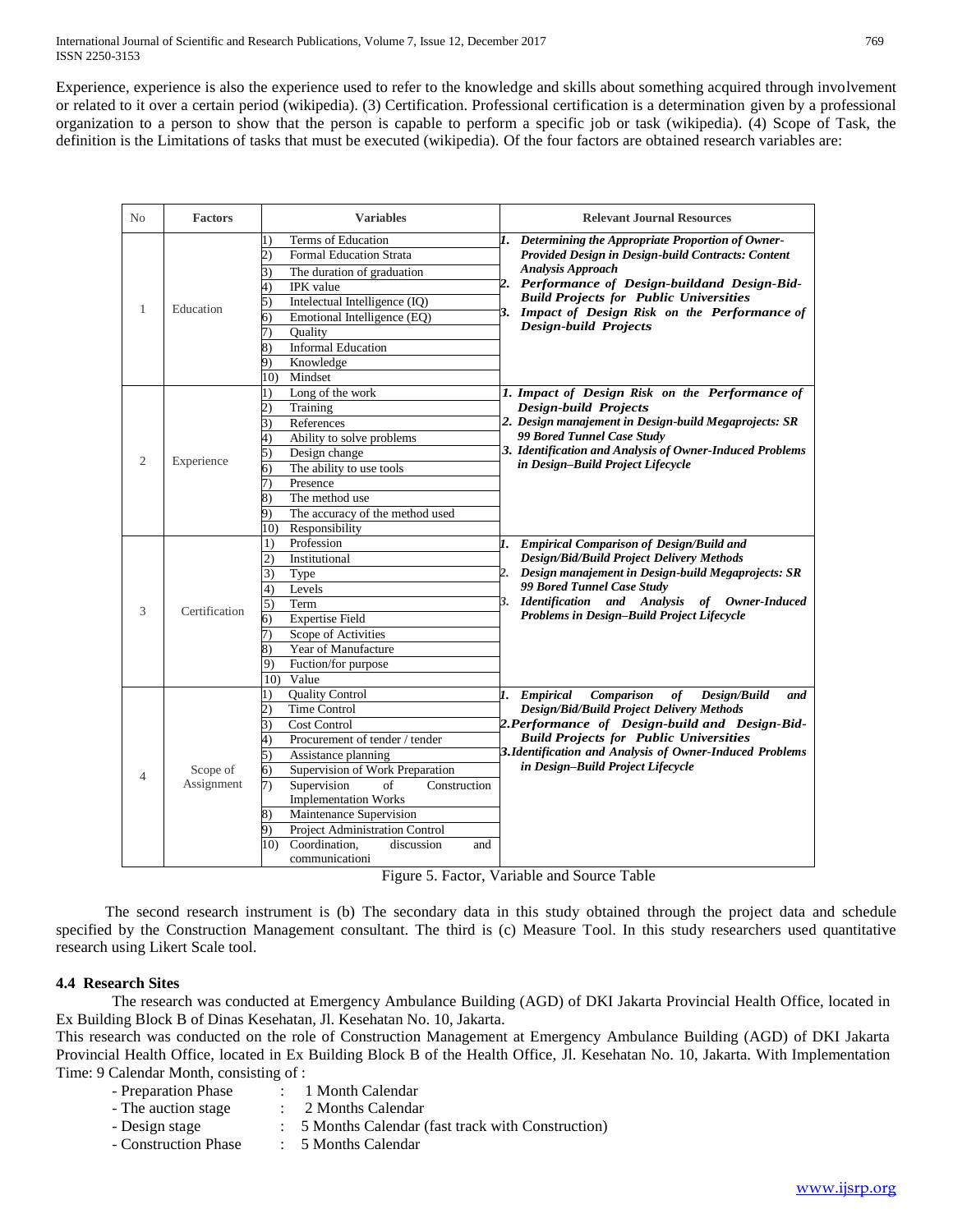Experience, experience is also the experience used to refer to the knowledge and skills about something acquired through involvement or related to it over a certain period (wikipedia). (3) Certification. Professional certification is a determination given by a professional organization to a person to show that the person is capable to perform a specific job or task (wikipedia). (4) Scope of Task, the definition is the Limitations of tasks that must be executed (wikipedia). Of the four factors are obtained research variables are:

| No | Factors | Variables | Relevant Journal Resources |
|---|---|---|---|
| 1 | Education | 1) Terms of Education<br>2) Formal Education Strata<br>3) The duration of graduation<br>4) IPK value<br>5) Intelectual Intelligence (IQ)<br>6) Emotional Intelligence (EQ)<br>7) Quality<br>8) Informal Education<br>9) Knowledge<br>10) Mindset | ***1. Determining the Appropriate Proportion of Owner-Provided Design in Design-build Contracts: Content Analysis Approach***<br>***2. Performance of Design-buildand Design-Bid-Build Projects for Public Universities***<br>***3. Impact of Design Risk on the Performance of Design-build Projects*** |
| 2 | Experience | 1) Long of the work<br>2) Training<br>3) References<br>4) Ability to solve problems<br>5) Design change<br>6) The ability to use tools<br>7) Presence<br>8) The method use<br>9) The accuracy of the method used<br>10) Responsibility | ***1. Impact of Design Risk on the Performance of Design-build Projects***<br>***2. Design manajement in Design-build Megaprojects: SR 99 Bored Tunnel Case Study***<br>***3. Identification and Analysis of Owner-Induced Problems in Design–Build Project Lifecycle*** |
| 3 | Certification | 1) Profession<br>2) Institutional<br>3) Type<br>4) Levels<br>5) Term<br>6) Expertise Field<br>7) Scope of Activities<br>8) Year of Manufacture<br>9) Fuction/for purpose<br>10) Value | ***1. Empirical Comparison of Design/Build and Design/Bid/Build Project Delivery Methods***<br>***2. Design manajement in Design-build Megaprojects: SR 99 Bored Tunnel Case Study***<br>***3. Identification and Analysis of Owner-Induced Problems in Design–Build Project Lifecycle*** |
| 4 | Scope of Assignment | 1) Quality Control<br>2) Time Control<br>3) Cost Control<br>4) Procurement of tender / tender<br>5) Assistance planning<br>6) Supervision of Work Preparation<br>7) Supervision of Construction Implementation Works<br>8) Maintenance Supervision<br>9) Project Administration Control<br>10) Coordination, discussion and communicationi | ***1. Empirical Comparison of Design/Build and Design/Bid/Build Project Delivery Methods***<br>***2. Performance of Design-build and Design-Bid-Build Projects for Public Universities***<br>***3. Identification and Analysis of Owner-Induced Problems in Design–Build Project Lifecycle*** |

Figure 5. Factor, Variable and Source Table

The second research instrument is (b) The secondary data in this study obtained through the project data and schedule specified by the Construction Management consultant. The third is (c) Measure Tool. In this study researchers used quantitative research using Likert Scale tool.

### 4.4 Research Sites

The research was conducted at Emergency Ambulance Building (AGD) of DKI Jakarta Provincial Health Office, located in Ex Building Block B of Dinas Kesehatan, Jl. Kesehatan No. 10, Jakarta.

This research was conducted on the role of Construction Management at Emergency Ambulance Building (AGD) of DKI Jakarta Provincial Health Office, located in Ex Building Block B of the Health Office, Jl. Kesehatan No. 10, Jakarta. With Implementation Time: 9 Calendar Month, consisting of :

- Preparation Phase : 1 Month Calendar
- The auction stage : 2 Months Calendar
- Design stage : 5 Months Calendar (fast track with Construction)
- Construction Phase : 5 Months Calendar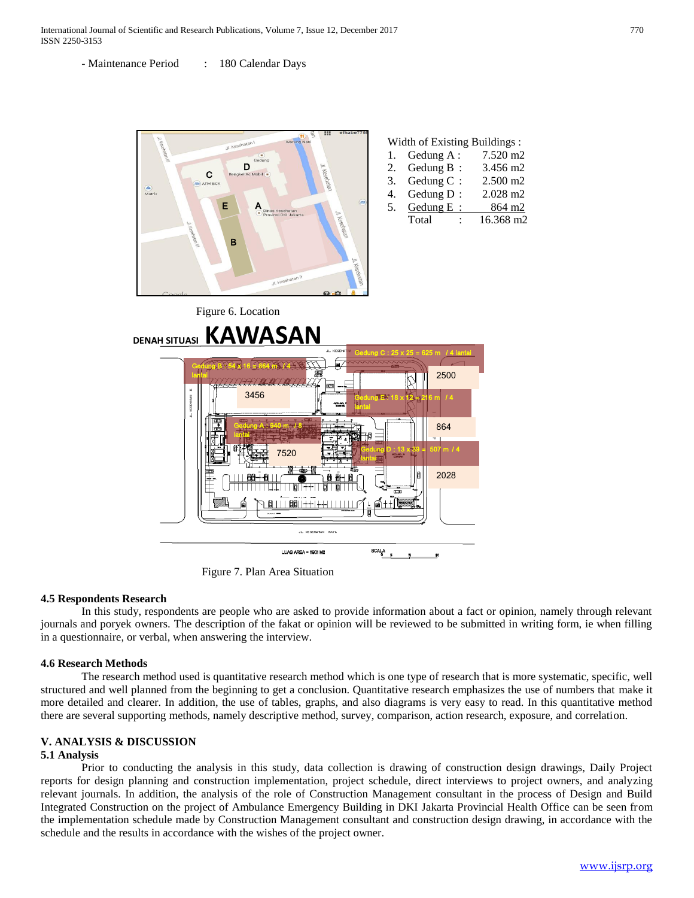- Maintenance Period : 180 Calendar Days

Width of Existing Buildings :

| No. | Building | Width |
|---|---|---|
| 1. | Gedung A : | 7.520 m2 |
| 2. | Gedung B : | 3.456 m2 |
| 3. | Gedung C : | 2.500 m2 |
| 4. | Gedung D : | 2.028 m2 |
| 5. | Gedung E : | 864 m2 |
| | Total : | 16.368 m2 |

Figure 6. Location

Figure 7. Plan Area Situation

### 4.5 Respondents Research

In this study, respondents are people who are asked to provide information about a fact or opinion, namely through relevant journals and poryek owners. The description of the fakat or opinion will be reviewed to be submitted in writing form, ie when filling in a questionnaire, or verbal, when answering the interview.

### 4.6 Research Methods

The research method used is quantitative research method which is one type of research that is more systematic, specific, well structured and well planned from the beginning to get a conclusion. Quantitative research emphasizes the use of numbers that make it more detailed and clearer. In addition, the use of tables, graphs, and also diagrams is very easy to read. In this quantitative method there are several supporting methods, namely descriptive method, survey, comparison, action research, exposure, and correlation.

## V. ANALYSIS & DISCUSSION

### 5.1 Analysis

Prior to conducting the analysis in this study, data collection is drawing of construction design drawings, Daily Project reports for design planning and construction implementation, project schedule, direct interviews to project owners, and analyzing relevant journals. In addition, the analysis of the role of Construction Management consultant in the process of Design and Build Integrated Construction on the project of Ambulance Emergency Building in DKI Jakarta Provincial Health Office can be seen from the implementation schedule made by Construction Management consultant and construction design drawing, in accordance with the schedule and the results in accordance with the wishes of the project owner.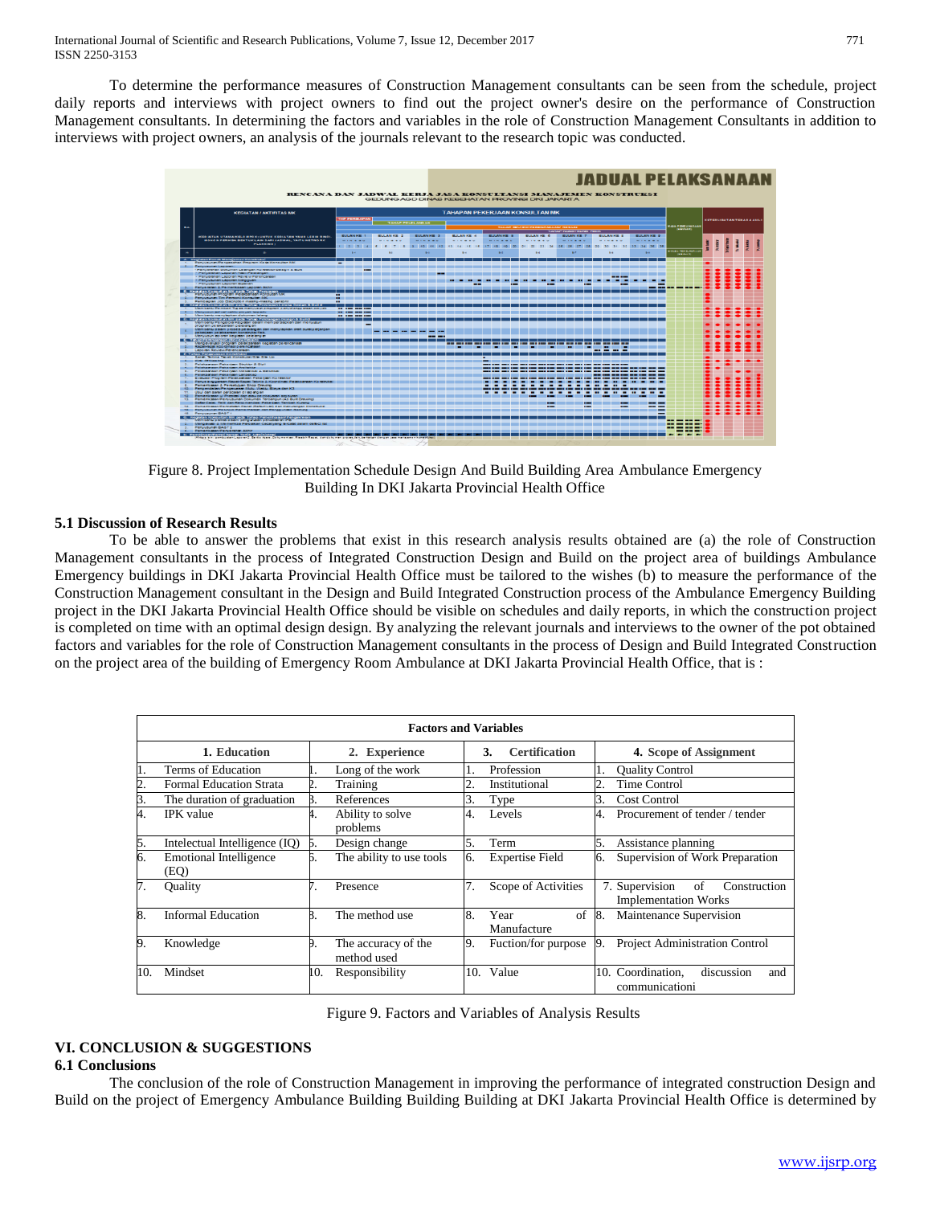To determine the performance measures of Construction Management consultants can be seen from the schedule, project daily reports and interviews with project owners to find out the project owner's desire on the performance of Construction Management consultants. In determining the factors and variables in the role of Construction Management Consultants in addition to interviews with project owners, an analysis of the journals relevant to the research topic was conducted.

Figure 8. Project Implementation Schedule Design And Build Building Area Ambulance Emergency Building In DKI Jakarta Provincial Health Office

### 5.1 Discussion of Research Results

To be able to answer the problems that exist in this research analysis results obtained are (a) the role of Construction Management consultants in the process of Integrated Construction Design and Build on the project area of buildings Ambulance Emergency buildings in DKI Jakarta Provincial Health Office must be tailored to the wishes (b) to measure the performance of the Construction Management consultant in the Design and Build Integrated Construction process of the Ambulance Emergency Building project in the DKI Jakarta Provincial Health Office should be visible on schedules and daily reports, in which the construction project is completed on time with an optimal design design. By analyzing the relevant journals and interviews to the owner of the pot obtained factors and variables for the role of Construction Management consultants in the process of Design and Build Integrated Construction on the project area of the building of Emergency Room Ambulance at DKI Jakarta Provincial Health Office, that is :

| Factors and Variables | | | |
|---|---|---|---|
| **1. Education** | **2. Experience** | **3. Certification** | **4. Scope of Assignment** |
| 1. Terms of Education | 1. Long of the work | 1. Profession | 1. Quality Control |
| 2. Formal Education Strata | 2. Training | 2. Institutional | 2. Time Control |
| 3. The duration of graduation | 3. References | 3. Type | 3. Cost Control |
| 4. IPK value | 4. Ability to solve problems | 4. Levels | 4. Procurement of tender / tender |
| 5. Intelectual Intelligence (IQ) | 5. Design change | 5. Term | 5. Assistance planning |
| 6. Emotional Intelligence (EQ) | 6. The ability to use tools | 6. Expertise Field | 6. Supervision of Work Preparation |
| 7. Quality | 7. Presence | 7. Scope of Activities | 7. Supervision of Construction Implementation Works |
| 8. Informal Education | 8. The method use | 8. Year of Manufacture | 8. Maintenance Supervision |
| 9. Knowledge | 9. The accuracy of the method used | 9. Fuction/for purpose | 9. Project Administration Control |
| 10. Mindset | 10. Responsibility | 10. Value | 10. Coordination, discussion and communicationi |

Figure 9. Factors and Variables of Analysis Results

## VI. CONCLUSION & SUGGESTIONS

### 6.1 Conclusions

The conclusion of the role of Construction Management in improving the performance of integrated construction Design and Build on the project of Emergency Ambulance Building Building Building at DKI Jakarta Provincial Health Office is determined by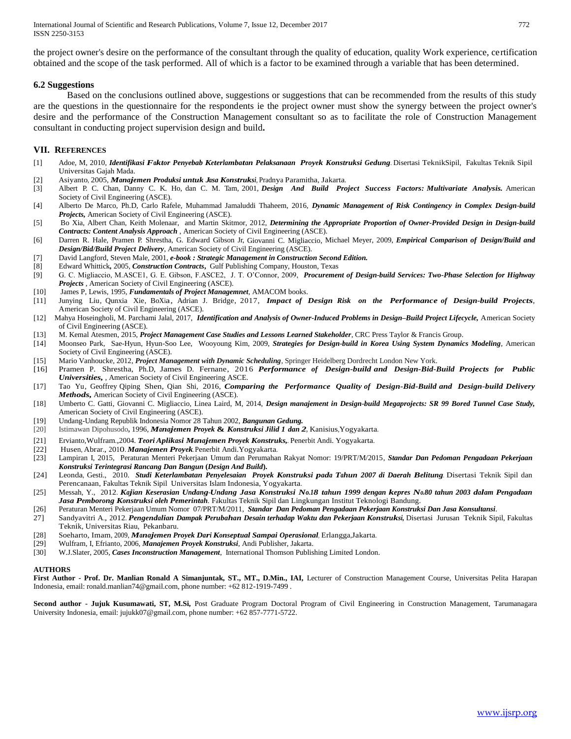the project owner's desire on the performance of the consultant through the quality of education, quality Work experience, certification obtained and the scope of the task performed. All of which is a factor to be examined through a variable that has been determined.

### 6.2 Suggestions

Based on the conclusions outlined above, suggestions or suggestions that can be recommended from the results of this study are the questions in the questionnaire for the respondents ie the project owner must show the synergy between the project owner's desire and the performance of the Construction Management consultant so as to facilitate the role of Construction Management consultant in conducting project supervision design and build**.**

## VII. REFERENCES

[1] Adoe, M, 2010, ***Identifikasi Faktor Penyebab Keterlambatan Pelaksanaan Proyek Konstruksi Gedung***. Disertasi TeknikSipil, Fakultas Teknik Sipil Universitas Gajah Mada.

[2] Asiyanto, 2005, ***Manajemen Produksi untuk Jasa Konstruksi***, Pradnya Paramitha, Jakarta.

[3] Albert P. C. Chan, Danny C. K. Ho, dan C. M. Tam, 2001, ***Design And Build Project Success Factors: Multivariate Analysis.*** American Society of Civil Engineering (ASCE).

[4] Alberto De Marco, Ph.D, Carlo Rafele, Muhammad Jamaluddi Thaheem, 2016, ***Dynamic Management of Risk Contingency in Complex Design-build Projects,*** American Society of Civil Engineering (ASCE).

[5] Bo Xia, Albert Chan, Keith Molenaar, and Martin Skitmor, 2012, ***Determining the Appropriate Proportion of Owner-Provided Design in Design-build Contracts: Content Analysis Approach*** , American Society of Civil Engineering (ASCE).

[6] Darren R. Hale, Pramen P. Shrestha, G. Edward Gibson Jr, Giovanni C. Migliaccio, Michael Meyer, 2009, ***Empirical Comparison of Design/Build and Design/Bid/Build Project Delivery***, American Society of Civil Engineering (ASCE).

[7] David Langford, Steven Male, 2001, ***e-book : Strategic Management in Construction Second Edition.***

[8] Edward Whittick**,** 2005, ***Construction Contracts*****,** Gulf Publishing Company, Houston, Texas

[9] G. C. Migliaccio, M.ASCE1, G. E. Gibson, F.ASCE2, J. T. O'Connor, 2009, ***Procurement of Design-build Services: Two-Phase Selection for Highway Projects*** , American Society of Civil Engineering (ASCE).

[10] James P, Lewis, 1995, ***Fundamentals of Project Managemnet***, AMACOM books.

[11] Junying Liu, Qunxia Xie, BoXia, Adrian J. Bridge, 2017, ***Impact of Design Risk on the Performance of Design-build Projects***, American Society of Civil Engineering (ASCE).

[12] Mahya Hoseingholi, M. Parchami Jalal, 2017, ***Identification and Analysis of Owner-Induced Problems in Design–Build Project Lifecycle,*** American Society of Civil Engineering (ASCE).

[13] M. Kemal Atesmen, 2015, ***Project Management Case Studies and Lessons Learned Stakeholder***, CRC Press Taylor & Francis Group.

[14] Moonseo Park, Sae-Hyun, Hyun-Soo Lee, Wooyoung Kim, 2009, ***Strategies for Design-build in Korea Using System Dynamics Modeling***, American Society of Civil Engineering (ASCE).

[15] Mario Vanhoucke, 2012, ***Project Management with Dynamic Scheduling***, Springer Heidelberg Dordrecht London New York.

[16] Pramen P. Shrestha, Ph.D, James D. Fernane, 2016 ***Performance of Design-build and Design-Bid-Build Projects for Public Universities,*** , American Society of Civil Engineering ASCE.

[17] Tao Yu, Geoffrey Qiping Shen, Qian Shi, 2016, ***Comparing the Performance Quality of Design-Bid-Build and Design-build Delivery Methods,*** American Society of Civil Engineering (ASCE).

[18] Umberto C. Gatti, Giovanni C. Migliaccio, Linea Laird, M, 2014, ***Design manajement in Design-build Megaprojects: SR 99 Bored Tunnel Case Study,*** American Society of Civil Engineering (ASCE).

[19] Undang-Undang Republik Indonesia Nomor 28 Tahun 2002, ***Bangunan Gedung.***

[20] Istimawan Dipohusodo**,** 1996, ***Manajemen Proyek & Konstruksi Jilid 1 dan 2***, Kanisius,Yogyakarta.

[21] Ervianto,Wulfram.,2004. ***Teori Aplikasi Manajemen Proyek Konstruks,***. Penerbit Andi. Yogyakarta.

[22] Husen, Abrar., 2010. ***Manajemen Proyek***. Penerbit Andi.Yogyakarta.

[23] Lampiran I, 2015, Peraturan Menteri Pekerjaan Umum dan Perumahan Rakyat Nomor: 19/PRT/M/2015, ***Standar Dan Pedoman Pengadaan Pekerjaan Konstruksi Terintegrasi Rancang Dan Bangun*** **(*Design And Build*).**

[24] Leonda, Gesti., 2010. ***Studi Keterlambatan Penyelesaian Proyek Konstruksi pada Tahun 2007 di Daerah Belitung***. Disertasi Teknik Sipil dan Perencanaan, Fakultas Teknik Sipil Universitas Islam Indonesia, Yogyakarta.

[25] Messah, Y., 2012. ***Kajian Keserasian Undang-Undang Jasa Konstruksi No.18 tahun 1999 dengan kepres No.80 tahun 2003 dalam Pengadaan Jasa Pemborong Konstruksi oleh Pemerintah***. Fakultas Teknik Sipil dan Lingkungan Institut Teknologi Bandung.

[26] Peraturan Menteri Pekerjaan Umum Nomor 07/PRT/M/2011, ***Standar Dan Pedoman Pengadaan Pekerjaan Konstruksi Dan Jasa Konsultansi***.

27] Sandyavitri A., 2012. ***Pengendalian Dampak Perubahan Desain terhadap Waktu dan Pekerjaan Konstruksi***, Disertasi Jurusan Teknik Sipil, Fakultas Teknik, Universitas Riau, Pekanbaru.

[28] Soeharto, Imam, 2009, ***Manajemen Proyek Dari Konseptual Sampai Operasional***, Erlangga,Jakarta.

[29] Wulfram, I, Efrianto, 2006, ***Manajemen Proyek Konstruksi***, Andi Publisher, Jakarta.

[30] W.J.Slater, 2005, ***Cases Inconstruction Management***, International Thomson Publishing Limited London.

### AUTHORS

**First Author - Prof. Dr. Manlian Ronald A Simanjuntak, ST., MT., D.Min., IAI,** Lecturer of Construction Management Course, Universitas Pelita Harapan Indonesia, email: ronald.manlian74@gmail.com, phone number: +62 812-1919-7499 .

**Second author - Jujuk Kusumawati, ST, M.Si,** Post Graduate Program Doctoral Program of Civil Engineering in Construction Management, Tarumanagara University Indonesia, email: jujukk07@gmail.com, phone number: +62 857-7771-5722.